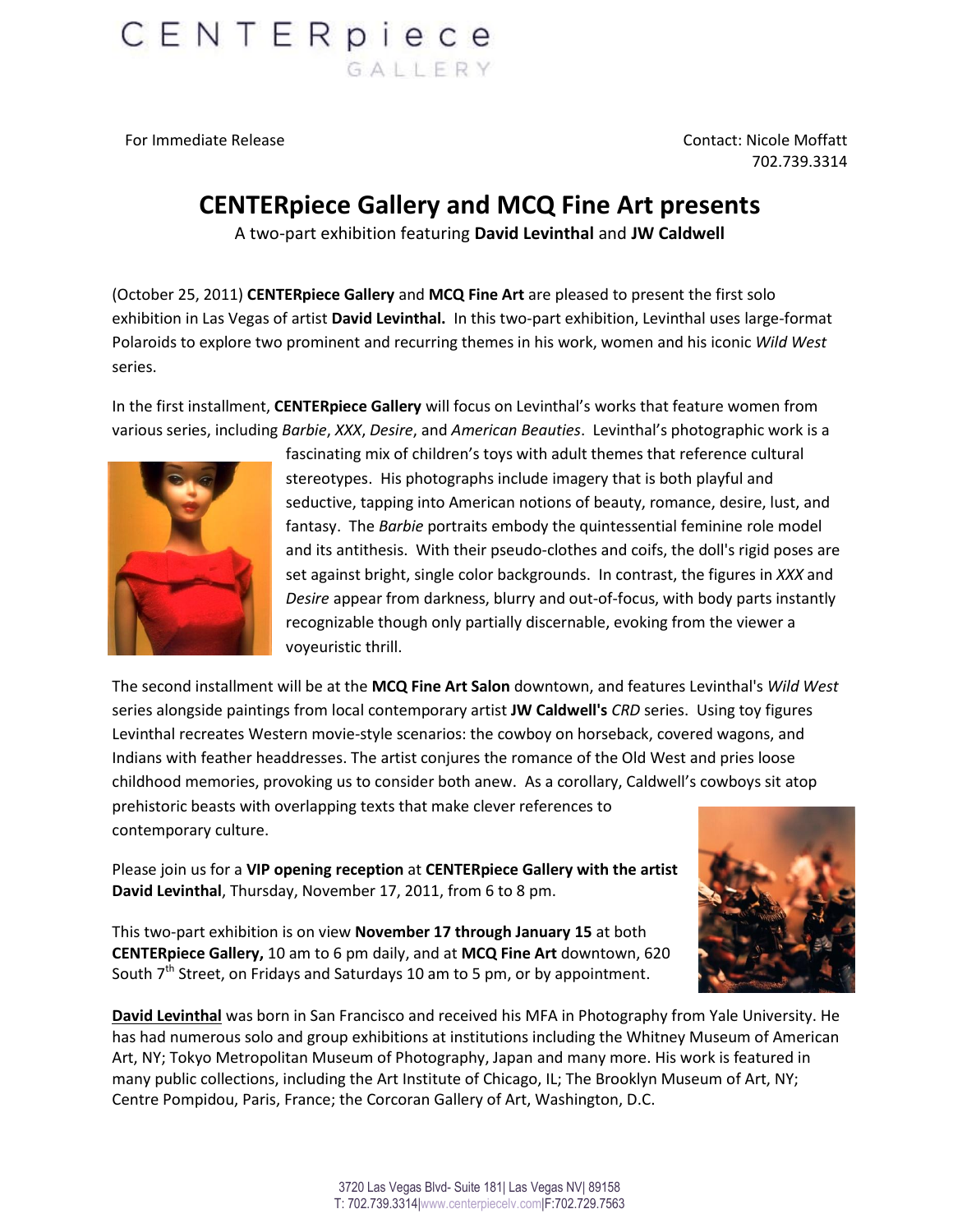CENTERpiece GALLERY

For Immediate Release

Contact: Nicole Moffatt
702.739.3314

# CENTERpiece Gallery and MCQ Fine Art presents

A two-part exhibition featuring **David Levinthal** and **JW Caldwell**

(October 25, 2011) **CENTERpiece Gallery** and **MCQ Fine Art** are pleased to present the first solo exhibition in Las Vegas of artist **David Levinthal.** In this two-part exhibition, Levinthal uses large-format Polaroids to explore two prominent and recurring themes in his work, women and his iconic *Wild West* series.

In the first installment, **CENTERpiece Gallery** will focus on Levinthal's works that feature women from various series, including *Barbie*, *XXX*, *Desire*, and *American Beauties*. Levinthal's photographic work is a fascinating mix of children's toys with adult themes that reference cultural stereotypes. His photographs include imagery that is both playful and seductive, tapping into American notions of beauty, romance, desire, lust, and fantasy. The *Barbie* portraits embody the quintessential feminine role model and its antithesis. With their pseudo-clothes and coifs, the doll's rigid poses are set against bright, single color backgrounds. In contrast, the figures in *XXX* and *Desire* appear from darkness, blurry and out-of-focus, with body parts instantly recognizable though only partially discernable, evoking from the viewer a voyeuristic thrill.

The second installment will be at the **MCQ Fine Art Salon** downtown, and features Levinthal's *Wild West* series alongside paintings from local contemporary artist **JW Caldwell's** *CRD* series. Using toy figures Levinthal recreates Western movie-style scenarios: the cowboy on horseback, covered wagons, and Indians with feather headdresses. The artist conjures the romance of the Old West and pries loose childhood memories, provoking us to consider both anew. As a corollary, Caldwell's cowboys sit atop prehistoric beasts with overlapping texts that make clever references to contemporary culture.

Please join us for a **VIP opening reception** at **CENTERpiece Gallery with the artist David Levinthal**, Thursday, November 17, 2011, from 6 to 8 pm.

This two-part exhibition is on view **November 17 through January 15** at both **CENTERpiece Gallery,** 10 am to 6 pm daily, and at **MCQ Fine Art** downtown, 620 South 7th Street, on Fridays and Saturdays 10 am to 5 pm, or by appointment.

**David Levinthal** was born in San Francisco and received his MFA in Photography from Yale University. He has had numerous solo and group exhibitions at institutions including the Whitney Museum of American Art, NY; Tokyo Metropolitan Museum of Photography, Japan and many more. His work is featured in many public collections, including the Art Institute of Chicago, IL; The Brooklyn Museum of Art, NY; Centre Pompidou, Paris, France; the Corcoran Gallery of Art, Washington, D.C.

3720 Las Vegas Blvd- Suite 181| Las Vegas NV| 89158
T: 702.739.3314|www.centerpiecelv.com|F:702.729.7563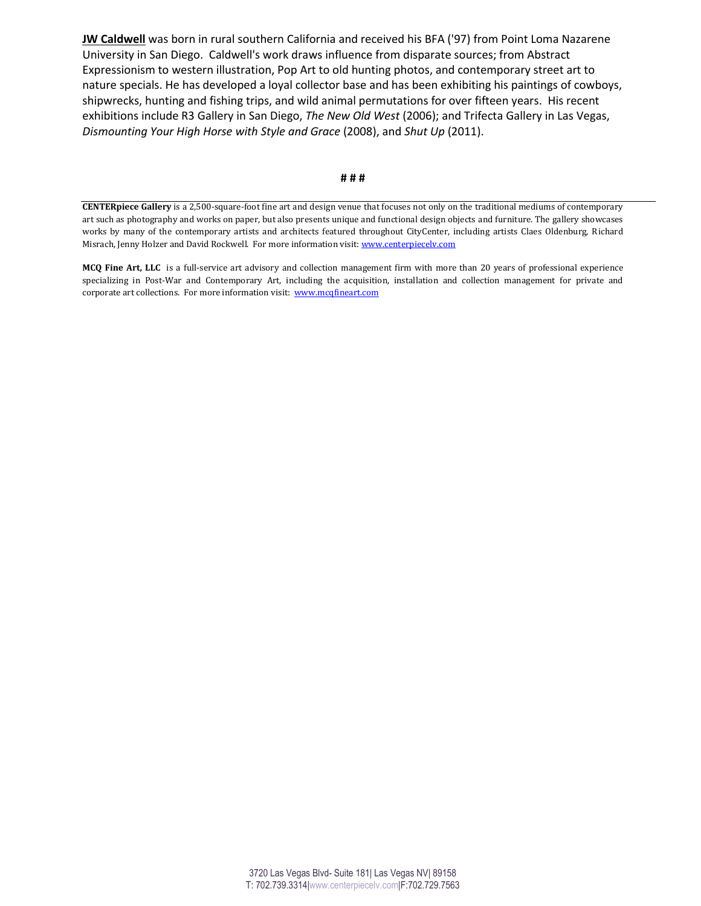**JW Caldwell** was born in rural southern California and received his BFA ('97) from Point Loma Nazarene University in San Diego. Caldwell's work draws influence from disparate sources; from Abstract Expressionism to western illustration, Pop Art to old hunting photos, and contemporary street art to nature specials. He has developed a loyal collector base and has been exhibiting his paintings of cowboys, shipwrecks, hunting and fishing trips, and wild animal permutations for over fifteen years. His recent exhibitions include R3 Gallery in San Diego, *The New Old West* (2006); and Trifecta Gallery in Las Vegas, *Dismounting Your High Horse with Style and Grace* (2008), and *Shut Up* (2011).

**# # #**

---

**CENTERpiece Gallery** is a 2,500-square-foot fine art and design venue that focuses not only on the traditional mediums of contemporary art such as photography and works on paper, but also presents unique and functional design objects and furniture. The gallery showcases works by many of the contemporary artists and architects featured throughout CityCenter, including artists Claes Oldenburg, Richard Misrach, Jenny Holzer and David Rockwell. For more information visit: www.centerpiecelv.com

**MCQ Fine Art, LLC** is a full-service art advisory and collection management firm with more than 20 years of professional experience specializing in Post-War and Contemporary Art, including the acquisition, installation and collection management for private and corporate art collections. For more information visit: www.mcqfineart.com

3720 Las Vegas Blvd- Suite 181| Las Vegas NV| 89158
T: 702.739.3314|www.centerpiecelv.com|F:702.729.7563